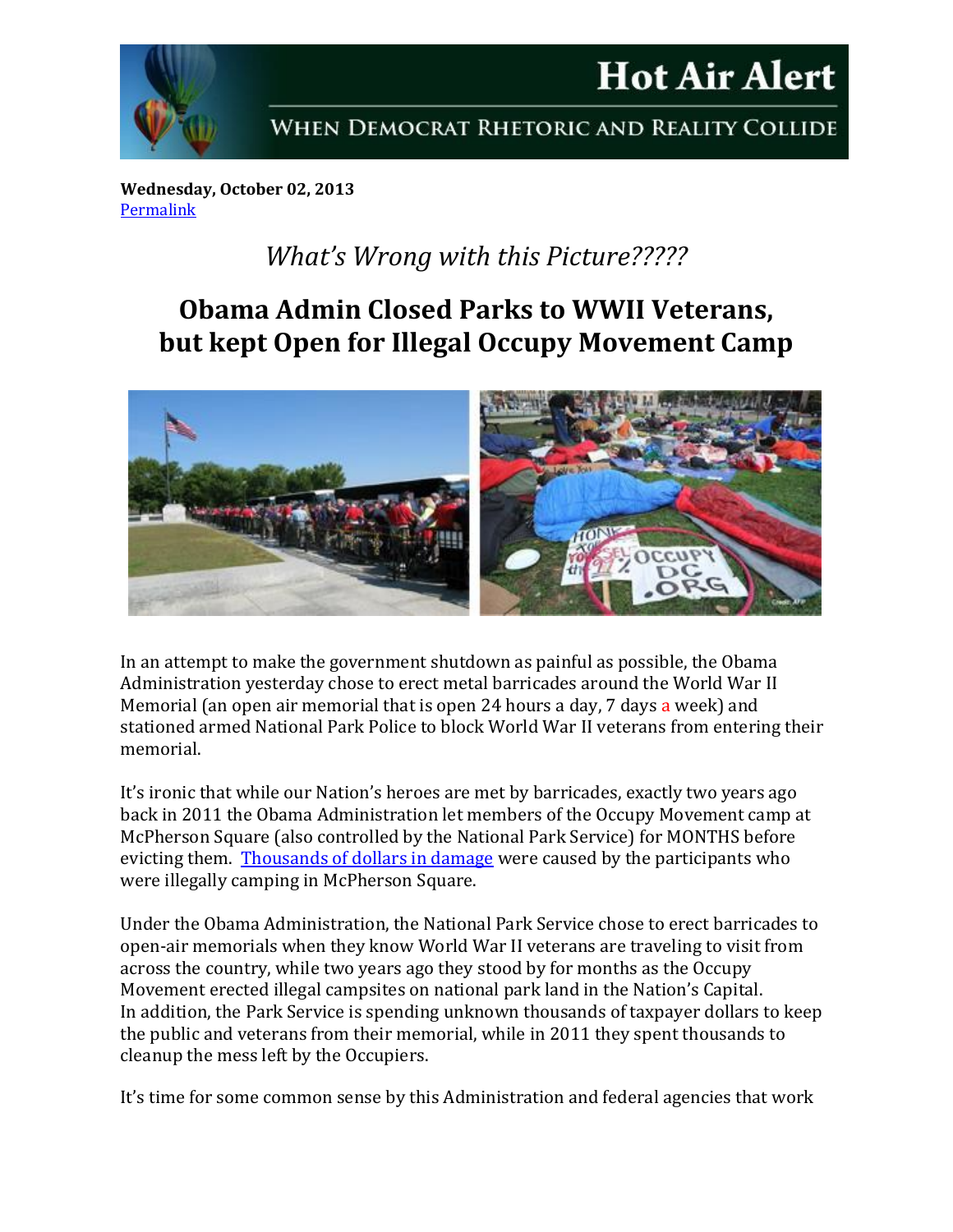# Hot Air Alert

WHEN DEMOCRAT RHETORIC AND REALITY COLLIDE

**Wednesday, October 02, 2013**
[Permalink]

*What's Wrong with this Picture?????*

## Obama Admin Closed Parks to WWII Veterans, but kept Open for Illegal Occupy Movement Camp

In an attempt to make the government shutdown as painful as possible, the Obama Administration yesterday chose to erect metal barricades around the World War II Memorial (an open air memorial that is open 24 hours a day, 7 days a week) and stationed armed National Park Police to block World War II veterans from entering their memorial.

It's ironic that while our Nation's heroes are met by barricades, exactly two years ago back in 2011 the Obama Administration let members of the Occupy Movement camp at McPherson Square (also controlled by the National Park Service) for MONTHS before evicting them. [Thousands of dollars in damage] were caused by the participants who were illegally camping in McPherson Square.

Under the Obama Administration, the National Park Service chose to erect barricades to open-air memorials when they know World War II veterans are traveling to visit from across the country, while two years ago they stood by for months as the Occupy Movement erected illegal campsites on national park land in the Nation's Capital. In addition, the Park Service is spending unknown thousands of taxpayer dollars to keep the public and veterans from their memorial, while in 2011 they spent thousands to cleanup the mess left by the Occupiers.

It's time for some common sense by this Administration and federal agencies that work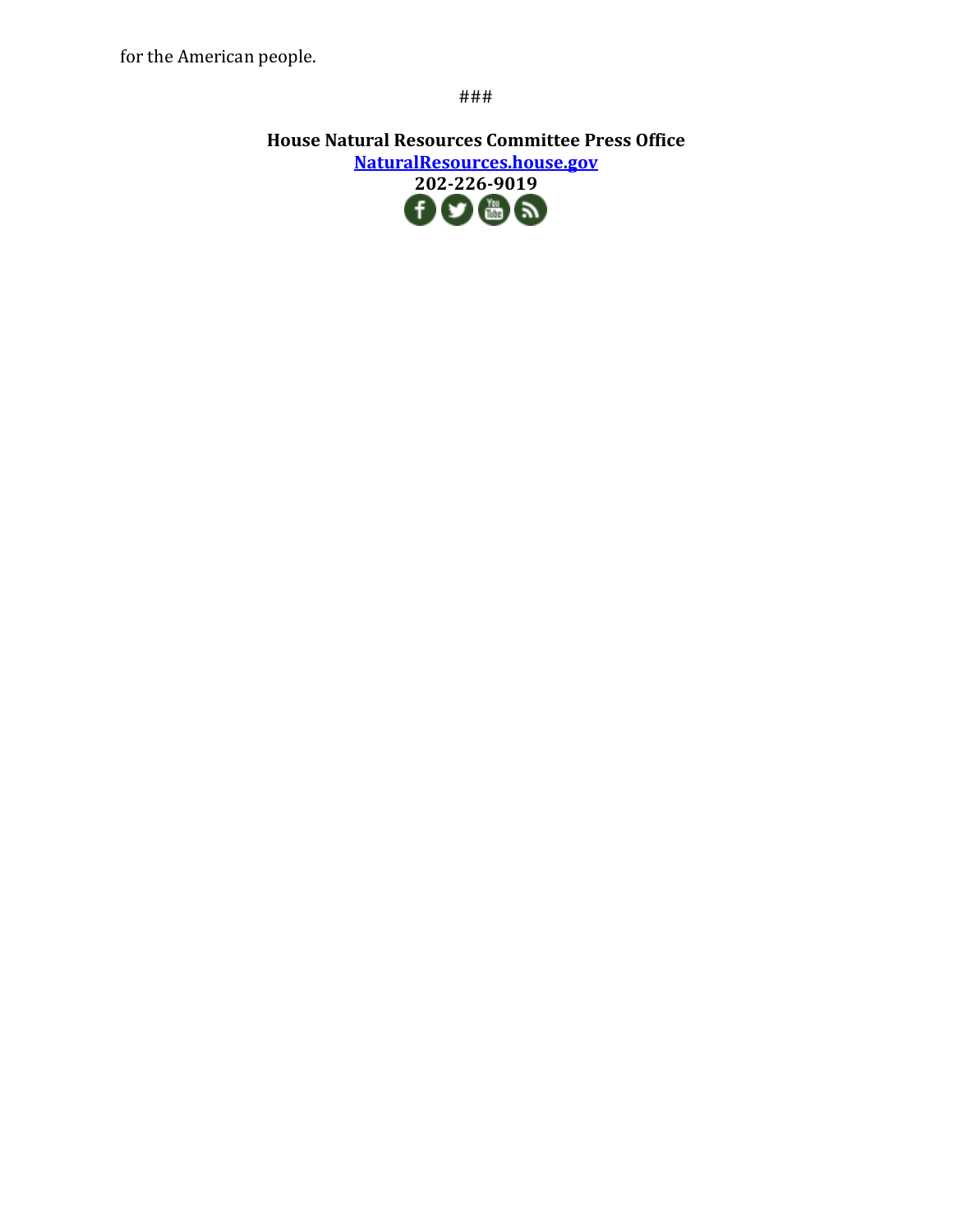for the American people.

###

**House Natural Resources Committee Press Office**
**[NaturalResources.house.gov](http://NaturalResources.house.gov)**
**202-226-9019**